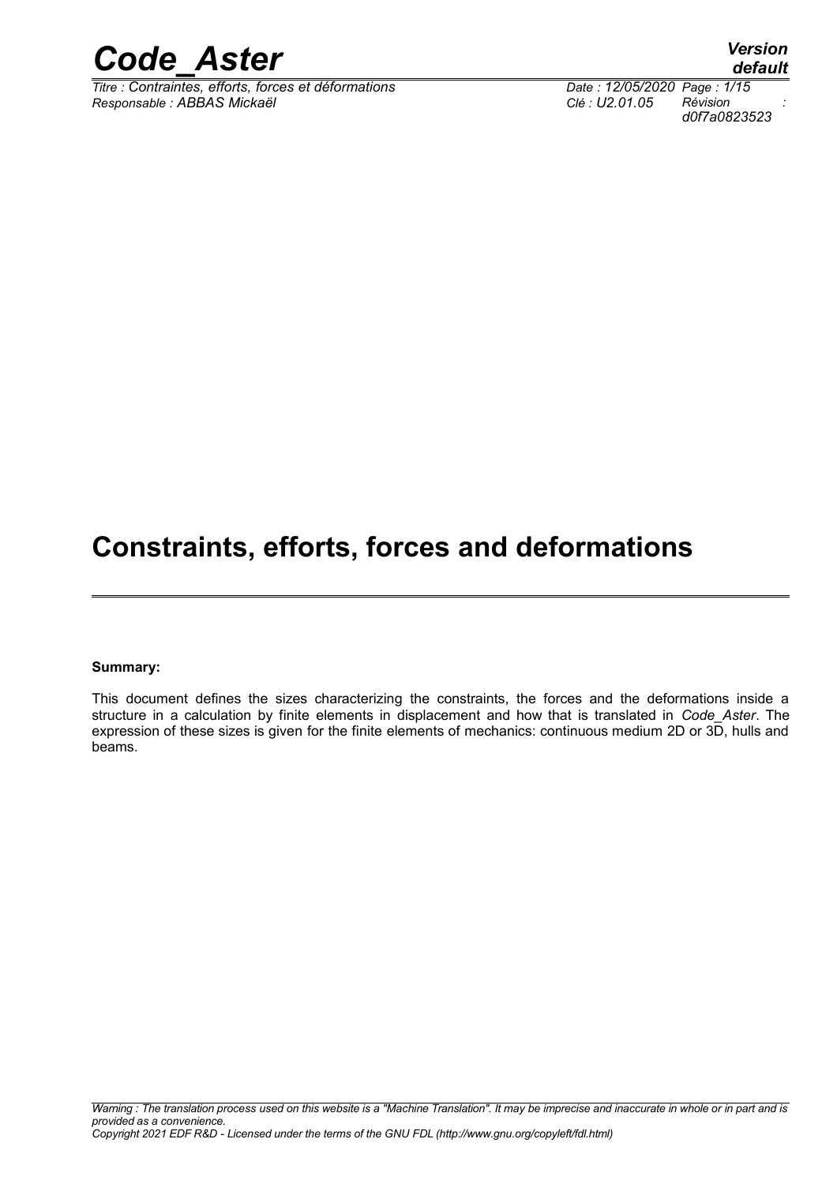# Constraints, efforts, forces and deformations

**Summary:**

This document defines the sizes characterizing the constraints, the forces and the deformations inside a structure in a calculation by finite elements in displacement and how that is translated in *Code_Aster*. The expression of these sizes is given for the finite elements of mechanics: continuous medium 2D or 3D, hulls and beams.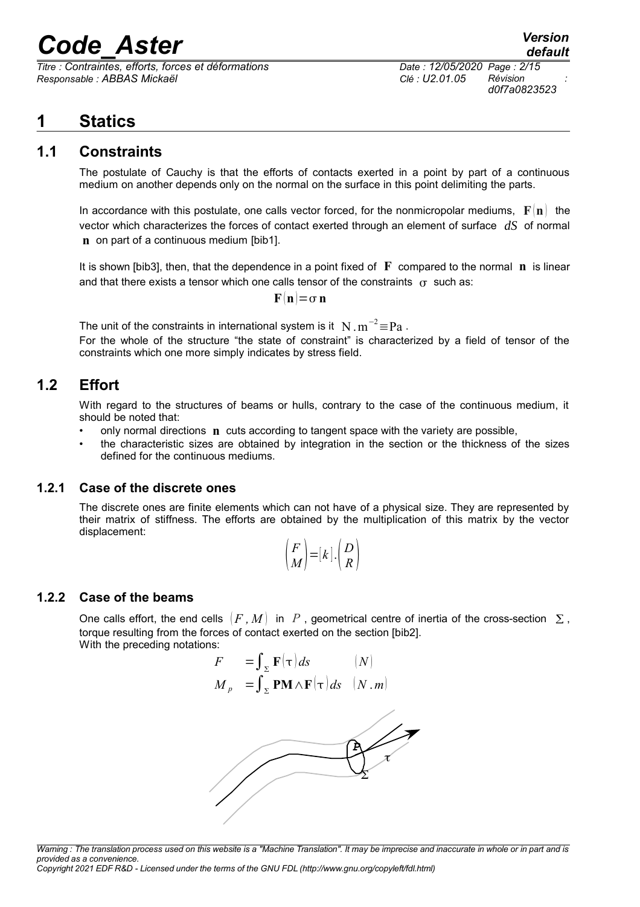# 1 Statics

## 1.1 Constraints

The postulate of Cauchy is that the efforts of contacts exerted in a point by part of a continuous medium on another depends only on the normal on the surface in this point delimiting the parts.

In accordance with this postulate, one calls vector forced, for the nonmicropolar mediums, $\mathbf{F}(\mathbf{n})$ the vector which characterizes the forces of contact exerted through an element of surface $dS$ of normal $\mathbf{n}$ on part of a continuous medium [bib1].

It is shown [bib3], then, that the dependence in a point fixed of $\mathbf{F}$ compared to the normal $\mathbf{n}$ is linear and that there exists a tensor which one calls tensor of the constraints $\sigma$ such as:

$$\mathbf{F}(\mathbf{n}) = \sigma\,\mathbf{n}$$

The unit of the constraints in international system is it $\mathrm{N}.\mathrm{m}^{-2} \equiv \mathrm{Pa}$.

For the whole of the structure "the state of constraint" is characterized by a field of tensor of the constraints which one more simply indicates by stress field.

## 1.2 Effort

With regard to the structures of beams or hulls, contrary to the case of the continuous medium, it should be noted that:

- only normal directions $\mathbf{n}$ cuts according to tangent space with the variety are possible,
- the characteristic sizes are obtained by integration in the section or the thickness of the sizes defined for the continuous mediums.

### 1.2.1 Case of the discrete ones

The discrete ones are finite elements which can not have of a physical size. They are represented by their matrix of stiffness. The efforts are obtained by the multiplication of this matrix by the vector displacement:

$$\begin{pmatrix} F \\ M \end{pmatrix} = [k].\begin{pmatrix} D \\ R \end{pmatrix}$$

### 1.2.2 Case of the beams

One calls effort, the end cells $(F, M)$ in $P$, geometrical centre of inertia of the cross-section $\Sigma$, torque resulting from the forces of contact exerted on the section [bib2].

With the preceding notations:

$$F \quad = \int_{\Sigma} \mathbf{F}(\tau)\, ds \qquad (N)$$

$$M_p \quad = \int_{\Sigma} \mathbf{PM} \wedge \mathbf{F}(\tau)\, ds \quad (N.m)$$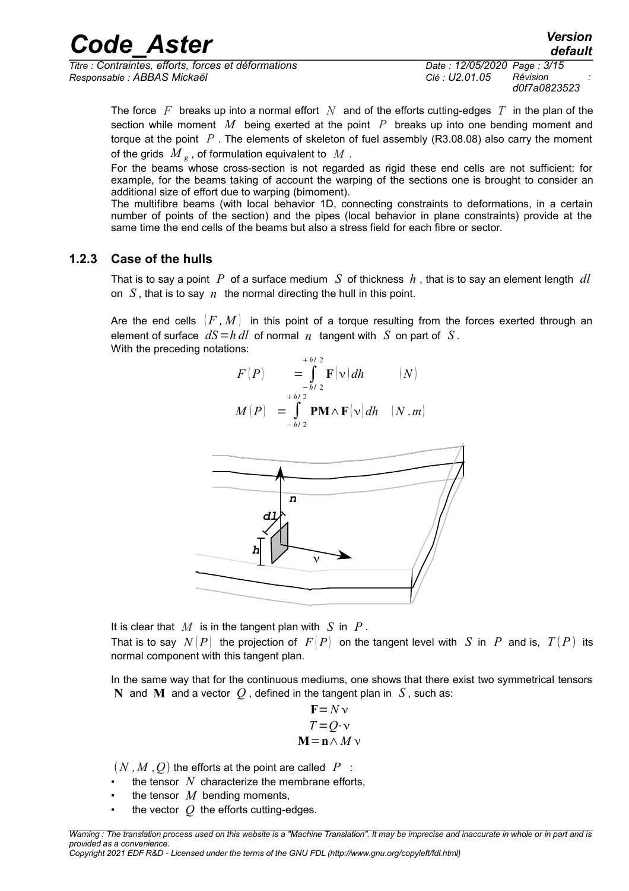The force $F$ breaks up into a normal effort $N$ and of the efforts cutting-edges $T$ in the plan of the section while moment $M$ being exerted at the point $P$ breaks up into one bending moment and torque at the point $P$. The elements of skeleton of fuel assembly (R3.08.08) also carry the moment of the grids $M_g$, of formulation equivalent to $M$.

For the beams whose cross-section is not regarded as rigid these end cells are not sufficient: for example, for the beams taking of account the warping of the sections one is brought to consider an additional size of effort due to warping (bimoment).

The multifibre beams (with local behavior 1D, connecting constraints to deformations, in a certain number of points of the section) and the pipes (local behavior in plane constraints) provide at the same time the end cells of the beams but also a stress field for each fibre or sector.

### 1.2.3 Case of the hulls

That is to say a point $P$ of a surface medium $S$ of thickness $h$, that is to say an element length $dl$ on $S$, that is to say $n$ the normal directing the hull in this point.

Are the end cells $(F, M)$ in this point of a torque resulting from the forces exerted through an element of surface $dS = h\,dl$ of normal $n$ tangent with $S$ on part of $S$.

With the preceding notations:

$$F(P) = \int_{-h/2}^{+h/2} \mathbf{F}(\nu)\,dh \qquad (N)$$

$$M(P) = \int_{-h/2}^{+h/2} \mathbf{PM} \wedge \mathbf{F}(\nu)\,dh \quad (N.m)$$

It is clear that $M$ is in the tangent plan with $S$ in $P$.

That is to say $N(P)$ the projection of $F(P)$ on the tangent level with $S$ in $P$ and is, $T(P)$ its normal component with this tangent plan.

In the same way that for the continuous mediums, one shows that there exist two symmetrical tensors $\mathbf{N}$ and $\mathbf{M}$ and a vector $Q$, defined in the tangent plan in $S$, such as:

$$\mathbf{F} = N\,\nu$$

$$T = Q \cdot \nu$$

$$\mathbf{M} = \mathbf{n} \wedge M\,\nu$$

$(N, M, Q)$ the efforts at the point are called $P$ :

- the tensor $N$ characterize the membrane efforts,
- the tensor $M$ bending moments,
- the vector $Q$ the efforts cutting-edges.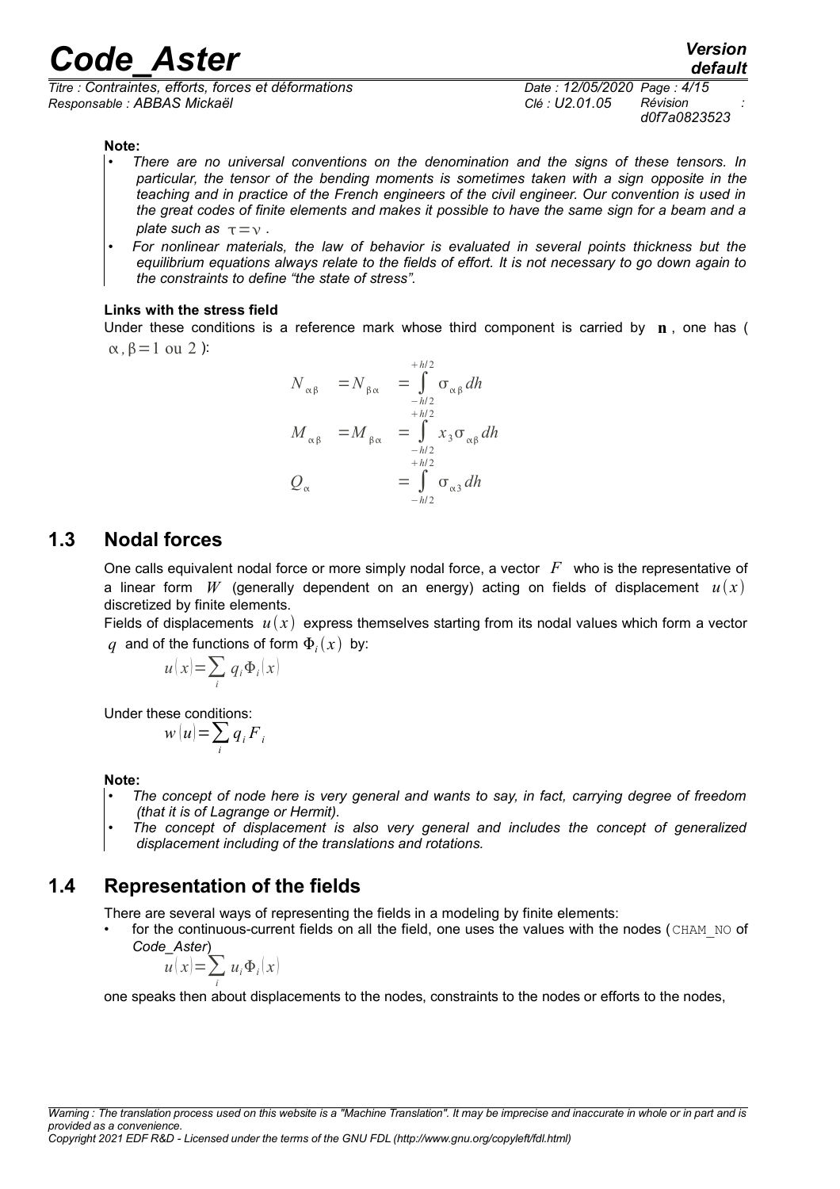**Note:**

- *There are no universal conventions on the denomination and the signs of these tensors. In particular, the tensor of the bending moments is sometimes taken with a sign opposite in the teaching and in practice of the French engineers of the civil engineer. Our convention is used in the great codes of finite elements and makes it possible to have the same sign for a beam and a plate such as* $\tau = \nu$ *.*
- *For nonlinear materials, the law of behavior is evaluated in several points thickness but the equilibrium equations always relate to the fields of effort. It is not necessary to go down again to the constraints to define "the state of stress".*

**Links with the stress field**

Under these conditions is a reference mark whose third component is carried by $\mathbf{n}$, one has ( $\alpha, \beta = 1 \text{ ou } 2$ ):

$$
\begin{aligned}
N_{\alpha\beta} &= N_{\beta\alpha} &= \int_{-h/2}^{+h/2} \sigma_{\alpha\beta}\, dh \\
M_{\alpha\beta} &= M_{\beta\alpha} &= \int_{-h/2}^{+h/2} x_3 \sigma_{\alpha\beta}\, dh \\
Q_{\alpha} & &= \int_{-h/2}^{+h/2} \sigma_{\alpha 3}\, dh
\end{aligned}
$$

## 1.3 Nodal forces

One calls equivalent nodal force or more simply nodal force, a vector $F$ who is the representative of a linear form $W$ (generally dependent on an energy) acting on fields of displacement $u(x)$ discretized by finite elements.

Fields of displacements $u(x)$ express themselves starting from its nodal values which form a vector $q$ and of the functions of form $\Phi_i(x)$ by:

$$u(x) = \sum_i q_i \Phi_i(x)$$

Under these conditions:

$$w(u) = \sum_i q_i F_i$$

**Note:**

- *The concept of node here is very general and wants to say, in fact, carrying degree of freedom (that it is of Lagrange or Hermit).*
- *The concept of displacement is also very general and includes the concept of generalized displacement including of the translations and rotations.*

## 1.4 Representation of the fields

There are several ways of representing the fields in a modeling by finite elements:

- for the continuous-current fields on all the field, one uses the values with the nodes (CHAM_NO of *Code_Aster*)

$$u(x) = \sum_i u_i \Phi_i(x)$$

one speaks then about displacements to the nodes, constraints to the nodes or efforts to the nodes,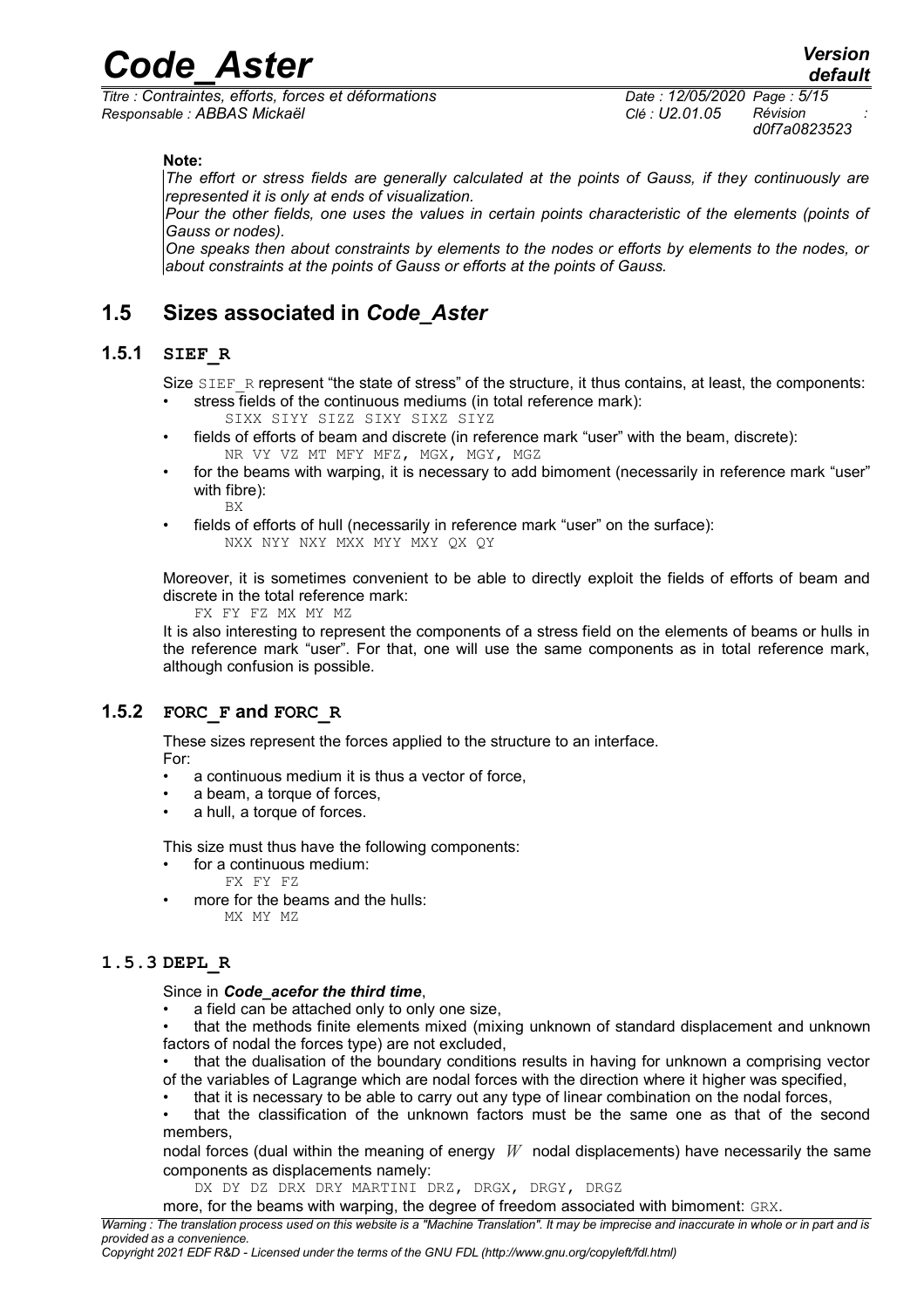**Note:**

*The effort or stress fields are generally calculated at the points of Gauss, if they continuously are represented it is only at ends of visualization.*

*Pour the other fields, one uses the values in certain points characteristic of the elements (points of Gauss or nodes).*

*One speaks then about constraints by elements to the nodes or efforts by elements to the nodes, or about constraints at the points of Gauss or efforts at the points of Gauss.*

## 1.5 Sizes associated in *Code_Aster*

### 1.5.1 SIEF_R

Size SIEF_R represent "the state of stress" of the structure, it thus contains, at least, the components:

- stress fields of the continuous mediums (in total reference mark):
  SIXX SIYY SIZZ SIXY SIXZ SIYZ
- fields of efforts of beam and discrete (in reference mark "user" with the beam, discrete):
  NR VY VZ MT MFY MFZ, MGX, MGY, MGZ
- for the beams with warping, it is necessary to add bimoment (necessarily in reference mark "user" with fibre):
  BX
- fields of efforts of hull (necessarily in reference mark "user" on the surface):
  NXX NYY NXY MXX MYY MXY QX QY

Moreover, it is sometimes convenient to be able to directly exploit the fields of efforts of beam and discrete in the total reference mark:

FX FY FZ MX MY MZ

It is also interesting to represent the components of a stress field on the elements of beams or hulls in the reference mark "user". For that, one will use the same components as in total reference mark, although confusion is possible.

### 1.5.2 FORC_F and FORC_R

These sizes represent the forces applied to the structure to an interface.

For:

- a continuous medium it is thus a vector of force,
- a beam, a torque of forces,
- a hull, a torque of forces.

This size must thus have the following components:

- for a continuous medium:
  FX FY FZ
- more for the beams and the hulls:
  MX MY MZ

### 1.5.3 DEPL_R

Since in ***Code_acefor the third time***,

- a field can be attached only to only one size,
- that the methods finite elements mixed (mixing unknown of standard displacement and unknown factors of nodal the forces type) are not excluded,
- that the dualisation of the boundary conditions results in having for unknown a comprising vector of the variables of Lagrange which are nodal forces with the direction where it higher was specified,
- that it is necessary to be able to carry out any type of linear combination on the nodal forces,
- that the classification of the unknown factors must be the same one as that of the second members,

nodal forces (dual within the meaning of energy $W$ nodal displacements) have necessarily the same components as displacements namely:

DX DY DZ DRX DRY MARTINI DRZ, DRGX, DRGY, DRGZ

more, for the beams with warping, the degree of freedom associated with bimoment: GRX.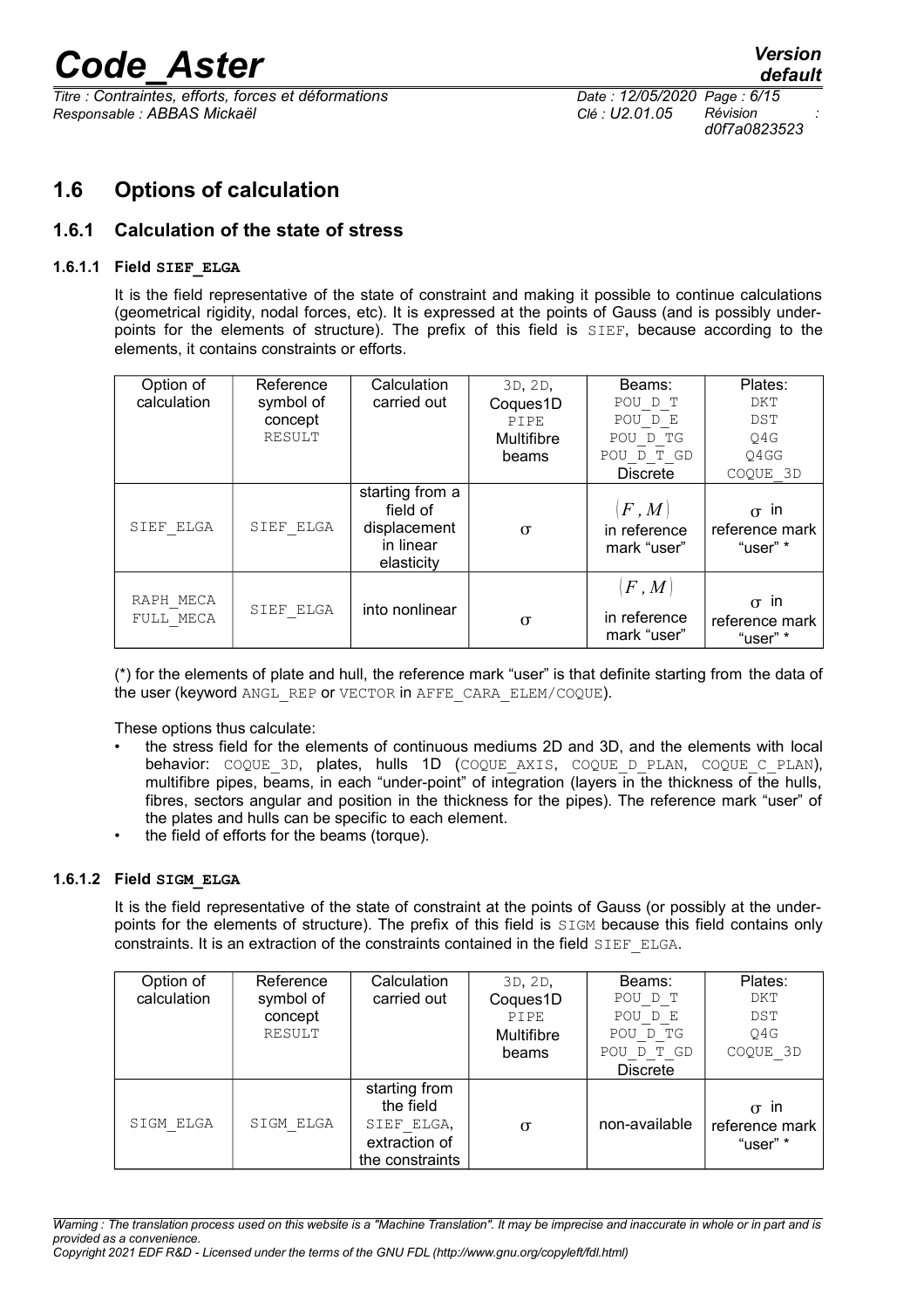## 1.6 Options of calculation

### 1.6.1 Calculation of the state of stress

#### 1.6.1.1 Field **SIEF_ELGA**

It is the field representative of the state of constraint and making it possible to continue calculations (geometrical rigidity, nodal forces, etc). It is expressed at the points of Gauss (and is possibly under-points for the elements of structure). The prefix of this field is SIEF, because according to the elements, it contains constraints or efforts.

| Option of calculation | Reference symbol of concept RESULT | Calculation carried out | 3D, 2D, Coques1D PIPE Multifibre beams | Beams: POU_D_T POU_D_E POU_D_TG POU_D_T_GD Discrete | Plates: DKT DST Q4G Q4GG COQUE_3D |
|---|---|---|---|---|---|
| SIEF_ELGA | SIEF_ELGA | starting from a field of displacement in linear elasticity | $\sigma$ | $(F, M)$ in reference mark "user" | $\sigma$ in reference mark "user" * |
| RAPH_MECA FULL_MECA | SIEF_ELGA | into nonlinear | $\sigma$ | $(F, M)$ in reference mark "user" | $\sigma$ in reference mark "user" * |

(*) for the elements of plate and hull, the reference mark "user" is that definite starting from the data of the user (keyword ANGL_REP or VECTOR in AFFE_CARA_ELEM/COQUE).

These options thus calculate:

- the stress field for the elements of continuous mediums 2D and 3D, and the elements with local behavior: COQUE_3D, plates, hulls 1D (COQUE_AXIS, COQUE_D_PLAN, COQUE_C_PLAN), multifibre pipes, beams, in each "under-point" of integration (layers in the thickness of the hulls, fibres, sectors angular and position in the thickness for the pipes). The reference mark "user" of the plates and hulls can be specific to each element.
- the field of efforts for the beams (torque).

#### 1.6.1.2 Field **SIGM_ELGA**

It is the field representative of the state of constraint at the points of Gauss (or possibly at the under-points for the elements of structure). The prefix of this field is SIGM because this field contains only constraints. It is an extraction of the constraints contained in the field SIEF_ELGA.

| Option of calculation | Reference symbol of concept RESULT | Calculation carried out | 3D, 2D, Coques1D PIPE Multifibre beams | Beams: POU_D_T POU_D_E POU_D_TG POU_D_T_GD Discrete | Plates: DKT DST Q4G COQUE_3D |
|---|---|---|---|---|---|
| SIGM_ELGA | SIGM_ELGA | starting from the field SIEF_ELGA, extraction of the constraints | $\sigma$ | non-available | $\sigma$ in reference mark "user" * |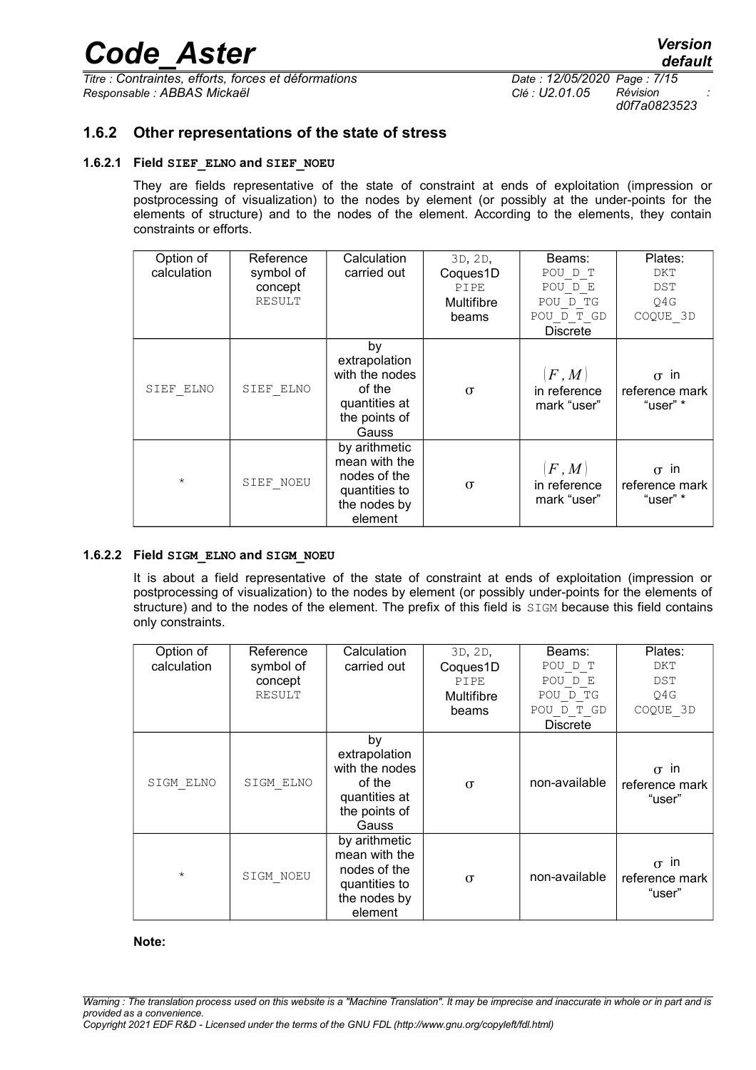### 1.6.2 Other representations of the state of stress

#### 1.6.2.1 Field SIEF_ELNO and SIEF_NOEU

They are fields representative of the state of constraint at ends of exploitation (impression or postprocessing of visualization) to the nodes by element (or possibly at the under-points for the elements of structure) and to the nodes of the element. According to the elements, they contain constraints or efforts.

| Option of calculation | Reference symbol of concept RESULT | Calculation carried out | 3D, 2D, Coques1D PIPE Multifibre beams | Beams: POU_D_T POU_D_E POU_D_TG POU_D_T_GD Discrete | Plates: DKT DST Q4G COQUE_3D |
|---|---|---|---|---|---|
| SIEF_ELNO | SIEF_ELNO | by extrapolation with the nodes of the quantities at the points of Gauss | $\sigma$ | $(F, M)$ in reference mark "user" | $\sigma$ in reference mark "user" * |
| * | SIEF_NOEU | by arithmetic mean with the nodes of the quantities to the nodes by element | $\sigma$ | $(F, M)$ in reference mark "user" | $\sigma$ in reference mark "user" * |

#### 1.6.2.2 Field SIGM_ELNO and SIGM_NOEU

It is about a field representative of the state of constraint at ends of exploitation (impression or postprocessing of visualization) to the nodes by element (or possibly under-points for the elements of structure) and to the nodes of the element. The prefix of this field is SIGM because this field contains only constraints.

| Option of calculation | Reference symbol of concept RESULT | Calculation carried out | 3D, 2D, Coques1D PIPE Multifibre beams | Beams: POU_D_T POU_D_E POU_D_TG POU_D_T_GD Discrete | Plates: DKT DST Q4G COQUE_3D |
|---|---|---|---|---|---|
| SIGM_ELNO | SIGM_ELNO | by extrapolation with the nodes of the quantities at the points of Gauss | $\sigma$ | non-available | $\sigma$ in reference mark "user" |
| * | SIGM_NOEU | by arithmetic mean with the nodes of the quantities to the nodes by element | $\sigma$ | non-available | $\sigma$ in reference mark "user" |

**Note:**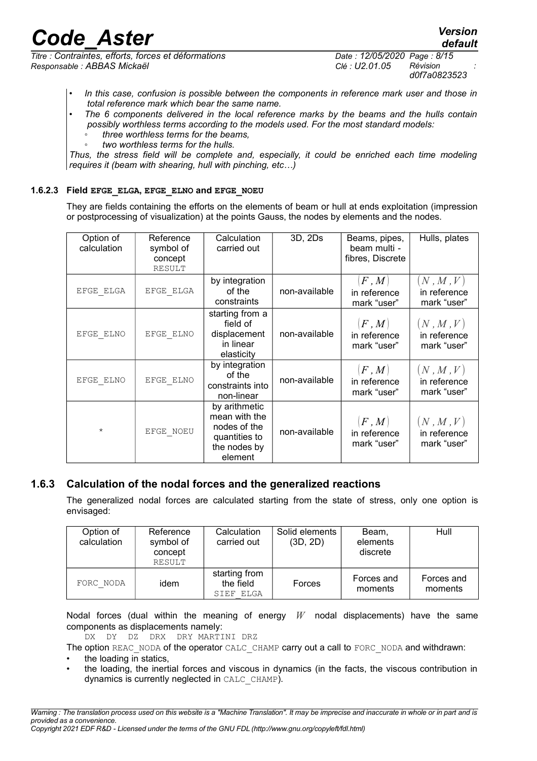- *In this case, confusion is possible between the components in reference mark user and those in total reference mark which bear the same name.*
- *The 6 components delivered in the local reference marks by the beams and the hulls contain possibly worthless terms according to the models used. For the most standard models:*
  - *three worthless terms for the beams,*
  - *two worthless terms for the hulls.*

*Thus, the stress field will be complete and, especially, it could be enriched each time modeling requires it (beam with shearing, hull with pinching, etc…)*

#### 1.6.2.3 Field EFGE_ELGA, EFGE_ELNO and EFGE_NOEU

They are fields containing the efforts on the elements of beam or hull at ends exploitation (impression or postprocessing of visualization) at the points Gauss, the nodes by elements and the nodes.

| Option of calculation | Reference symbol of concept RESULT | Calculation carried out | 3D, 2Ds | Beams, pipes, beam multi - fibres, Discrete | Hulls, plates |
|---|---|---|---|---|---|
| EFGE_ELGA | EFGE_ELGA | by integration of the constraints | non-available | $(F, M)$ in reference mark "user" | $(N, M, V)$ in reference mark "user" |
| EFGE_ELNO | EFGE_ELNO | starting from a field of displacement in linear elasticity | non-available | $(F, M)$ in reference mark "user" | $(N, M, V)$ in reference mark "user" |
| EFGE_ELNO | EFGE_ELNO | by integration of the constraints into non-linear | non-available | $(F, M)$ in reference mark "user" | $(N, M, V)$ in reference mark "user" |
| * | EFGE_NOEU | by arithmetic mean with the nodes of the quantities to the nodes by element | non-available | $(F, M)$ in reference mark "user" | $(N, M, V)$ in reference mark "user" |

### 1.6.3 Calculation of the nodal forces and the generalized reactions

The generalized nodal forces are calculated starting from the state of stress, only one option is envisaged:

| Option of calculation | Reference symbol of concept RESULT | Calculation carried out | Solid elements (3D, 2D) | Beam, elements discrete | Hull |
|---|---|---|---|---|---|
| FORC_NODA | idem | starting from the field SIEF_ELGA | Forces | Forces and moments | Forces and moments |

Nodal forces (dual within the meaning of energy $W$ nodal displacements) have the same components as displacements namely:

DX DY DZ DRX DRY MARTINI DRZ

The option REAC_NODA of the operator CALC_CHAMP carry out a call to FORC_NODA and withdrawn:

- the loading in statics,
- the loading, the inertial forces and viscous in dynamics (in the facts, the viscous contribution in dynamics is currently neglected in CALC_CHAMP).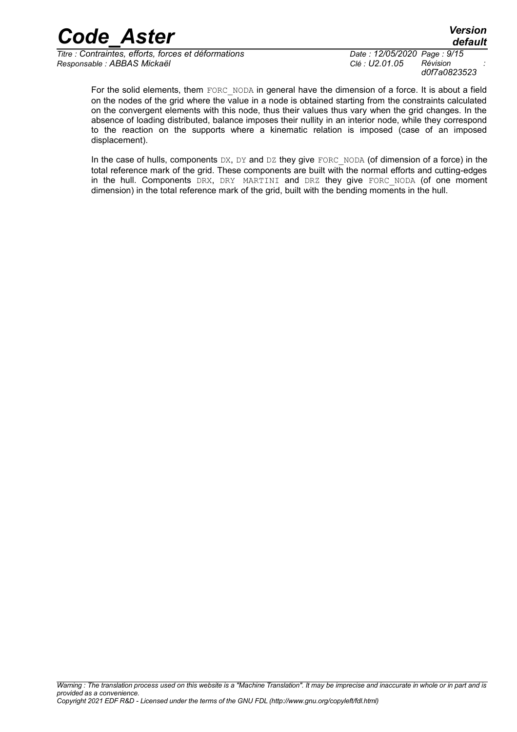For the solid elements, them FORC_NODA in general have the dimension of a force. It is about a field on the nodes of the grid where the value in a node is obtained starting from the constraints calculated on the convergent elements with this node, thus their values thus vary when the grid changes. In the absence of loading distributed, balance imposes their nullity in an interior node, while they correspond to the reaction on the supports where a kinematic relation is imposed (case of an imposed displacement).

In the case of hulls, components DX, DY and DZ they give FORC_NODA (of dimension of a force) in the total reference mark of the grid. These components are built with the normal efforts and cutting-edges in the hull. Components DRX, DRY MARTINI and DRZ they give FORC_NODA (of one moment dimension) in the total reference mark of the grid, built with the bending moments in the hull.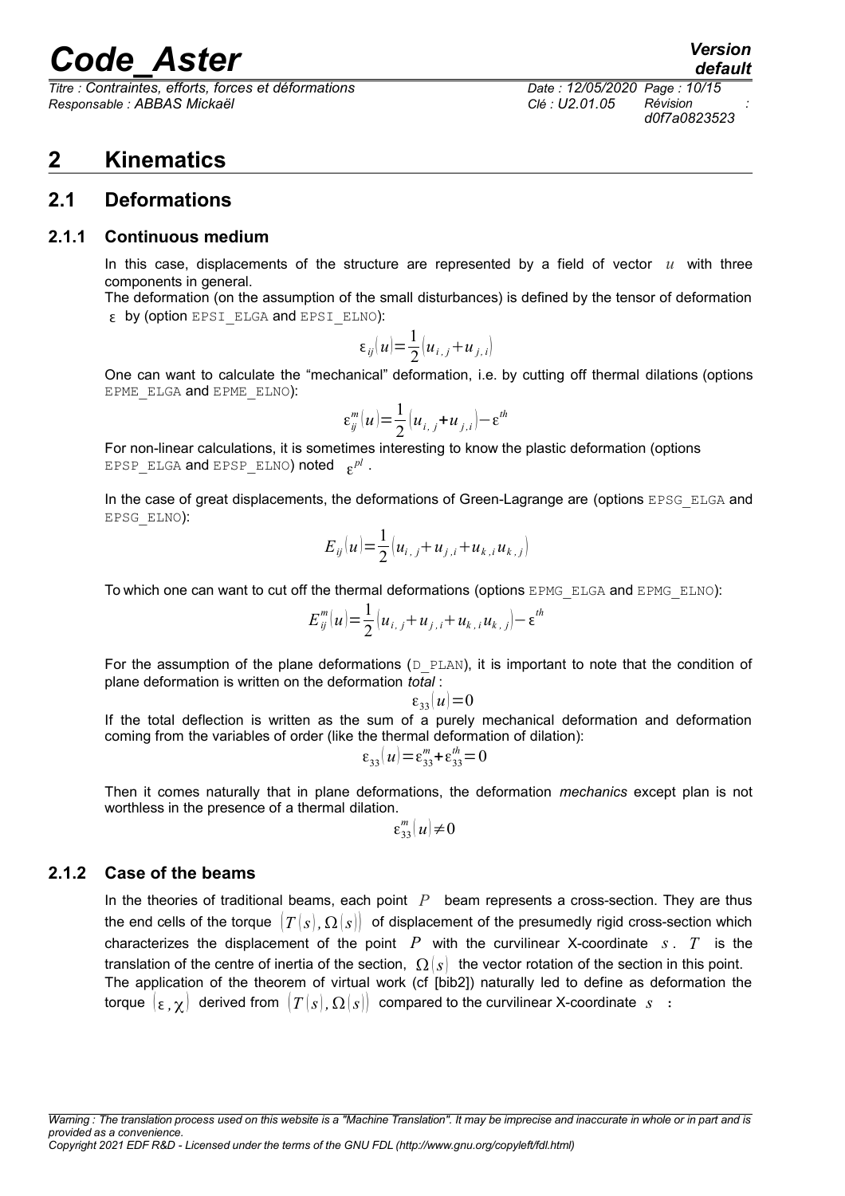# 2 Kinematics

## 2.1 Deformations

### 2.1.1 Continuous medium

In this case, displacements of the structure are represented by a field of vector $u$ with three components in general.

The deformation (on the assumption of the small disturbances) is defined by the tensor of deformation $\varepsilon$ by (option EPSI_ELGA and EPSI_ELNO):

$$\varepsilon_{ij}(u)=\frac{1}{2}(u_{i,j}+u_{j,i})$$

One can want to calculate the "mechanical" deformation, i.e. by cutting off thermal dilations (options EPME_ELGA and EPME_ELNO):

$$\varepsilon_{ij}^{m}(u)=\frac{1}{2}(u_{i,j}+u_{j,i})-\varepsilon^{th}$$

For non-linear calculations, it is sometimes interesting to know the plastic deformation (options EPSP_ELGA and EPSP_ELNO) noted $\varepsilon^{pl}$.

In the case of great displacements, the deformations of Green-Lagrange are (options EPSG_ELGA and EPSG_ELNO):

$$E_{ij}(u)=\frac{1}{2}(u_{i,j}+u_{j,i}+u_{k,i}u_{k,j})$$

To which one can want to cut off the thermal deformations (options EPMG_ELGA and EPMG_ELNO):

$$E_{ij}^{m}(u)=\frac{1}{2}(u_{i,j}+u_{j,i}+u_{k,i}u_{k,j})-\varepsilon^{th}$$

For the assumption of the plane deformations (D_PLAN), it is important to note that the condition of plane deformation is written on the deformation *total* :

$$\varepsilon_{33}(u)=0$$

If the total deflection is written as the sum of a purely mechanical deformation and deformation coming from the variables of order (like the thermal deformation of dilation):

$$\varepsilon_{33}(u)=\varepsilon_{33}^{m}+\varepsilon_{33}^{th}=0$$

Then it comes naturally that in plane deformations, the deformation *mechanics* except plan is not worthless in the presence of a thermal dilation.

$$\varepsilon_{33}^{m}(u)\neq 0$$

### 2.1.2 Case of the beams

In the theories of traditional beams, each point $P$ beam represents a cross-section. They are thus the end cells of the torque $(T(s),\Omega(s))$ of displacement of the presumedly rigid cross-section which characterizes the displacement of the point $P$ with the curvilinear X-coordinate $s$. $T$ is the translation of the centre of inertia of the section, $\Omega(s)$ the vector rotation of the section in this point. The application of the theorem of virtual work (cf [bib2]) naturally led to define as deformation the torque $(\varepsilon,\chi)$ derived from $(T(s),\Omega(s))$ compared to the curvilinear X-coordinate $s$ :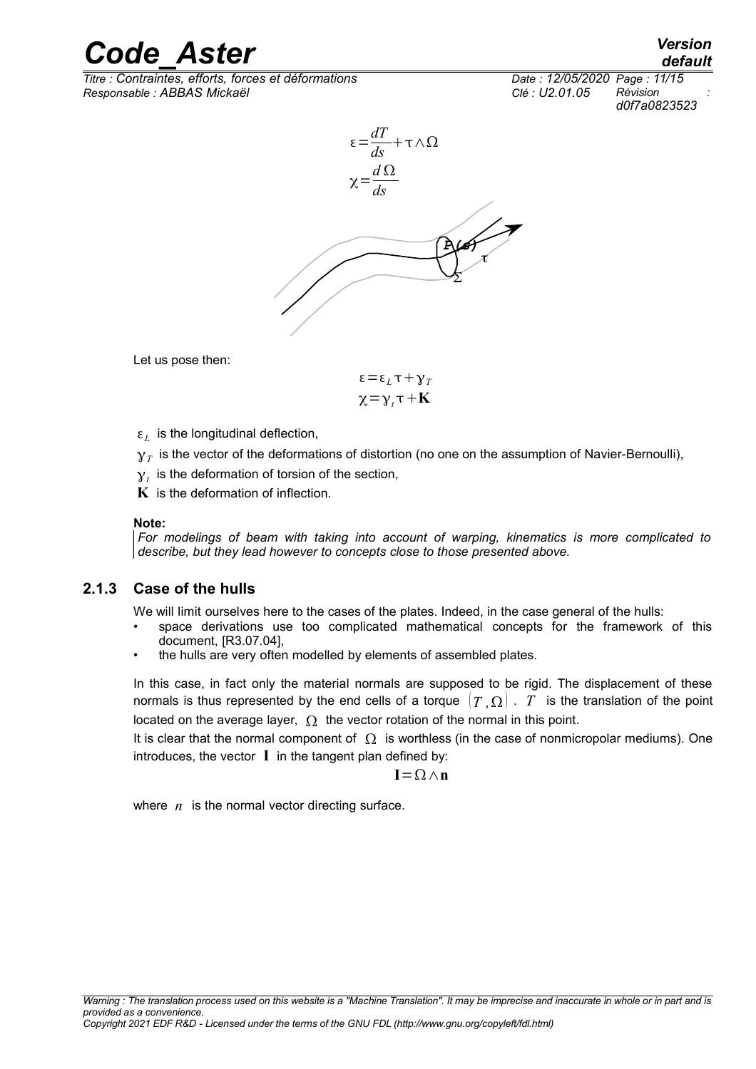$$\varepsilon = \frac{dT}{ds} + \tau \wedge \Omega$$

$$\chi = \frac{d\Omega}{ds}$$

Let us pose then:

$$\varepsilon = \varepsilon_L \tau + \gamma_T$$

$$\chi = \gamma_t \tau + \mathbf{K}$$

$\varepsilon_L$ is the longitudinal deflection,

$\gamma_T$ is the vector of the deformations of distortion (no one on the assumption of Navier-Bernoulli),

$\gamma_t$ is the deformation of torsion of the section,

$\mathbf{K}$ is the deformation of inflection.

**Note:**

*For modelings of beam with taking into account of warping, kinematics is more complicated to describe, but they lead however to concepts close to those presented above.*

### 2.1.3 Case of the hulls

We will limit ourselves here to the cases of the plates. Indeed, in the case general of the hulls:

- space derivations use too complicated mathematical concepts for the framework of this document, [R3.07.04],
- the hulls are very often modelled by elements of assembled plates.

In this case, in fact only the material normals are supposed to be rigid. The displacement of these normals is thus represented by the end cells of a torque $(T, \Omega)$. $T$ is the translation of the point located on the average layer, $\Omega$ the vector rotation of the normal in this point.

It is clear that the normal component of $\Omega$ is worthless (in the case of nonmicropolar mediums). One introduces, the vector $\mathbf{I}$ in the tangent plan defined by:

$$\mathbf{I} = \Omega \wedge \mathbf{n}$$

where $n$ is the normal vector directing surface.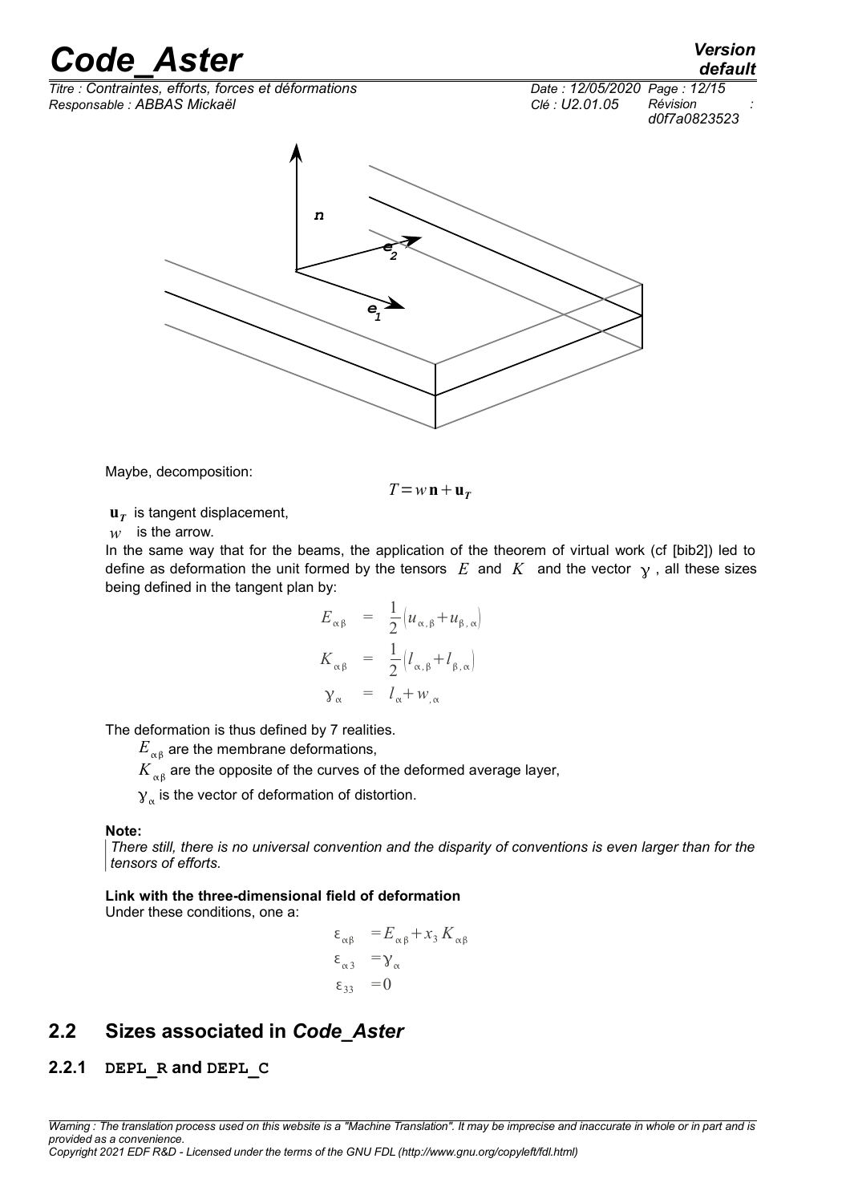Maybe, decomposition:

$$T = w\,\mathbf{n} + \mathbf{u}_T$$

$\mathbf{u}_T$ is tangent displacement,

$w$ is the arrow.

In the same way that for the beams, the application of the theorem of virtual work (cf [bib2]) led to define as deformation the unit formed by the tensors $E$ and $K$ and the vector $\gamma$, all these sizes being defined in the tangent plan by:

$$
\begin{aligned}
E_{\alpha\beta} &= \frac{1}{2}\left(u_{\alpha,\beta} + u_{\beta,\alpha}\right) \\
K_{\alpha\beta} &= \frac{1}{2}\left(l_{\alpha,\beta} + l_{\beta,\alpha}\right) \\
\gamma_{\alpha} &= l_{\alpha} + w_{,\alpha}
\end{aligned}
$$

The deformation is thus defined by 7 realities.

$E_{\alpha\beta}$ are the membrane deformations,

$K_{\alpha\beta}$ are the opposite of the curves of the deformed average layer,

$\gamma_{\alpha}$ is the vector of deformation of distortion.

**Note:**

*There still, there is no universal convention and the disparity of conventions is even larger than for the tensors of efforts.*

**Link with the three-dimensional field of deformation**

Under these conditions, one a:

$$
\begin{aligned}
\varepsilon_{\alpha\beta} &= E_{\alpha\beta} + x_3 K_{\alpha\beta} \\
\varepsilon_{\alpha 3} &= \gamma_{\alpha} \\
\varepsilon_{33} &= 0
\end{aligned}
$$

## 2.2 Sizes associated in *Code_Aster*

### 2.2.1 DEPL_R and DEPL_C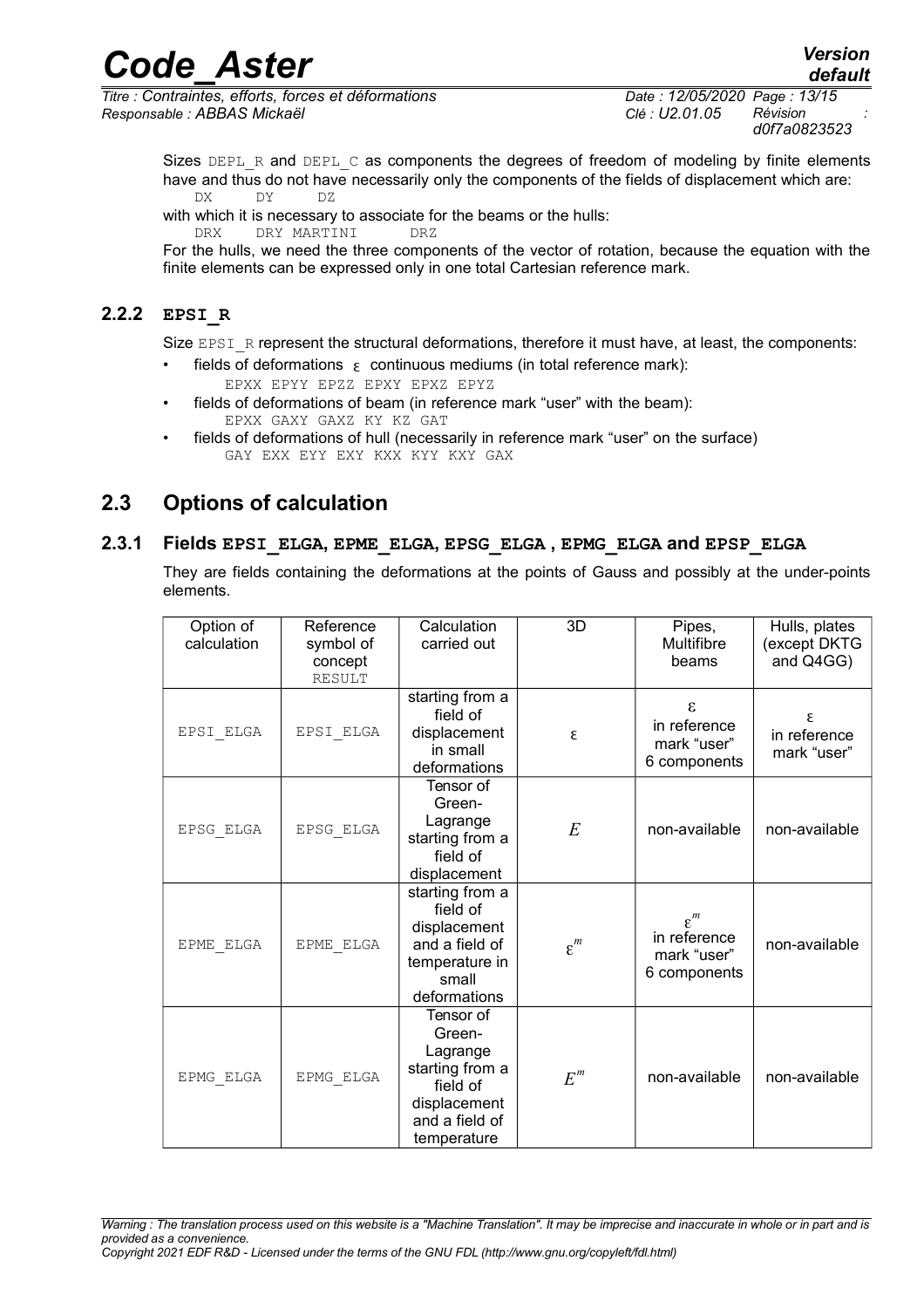Sizes DEPL_R and DEPL_C as components the degrees of freedom of modeling by finite elements have and thus do not have necessarily only the components of the fields of displacement which are:

DX DY DZ

with which it is necessary to associate for the beams or the hulls:

DRX DRY MARTINI DRZ

For the hulls, we need the three components of the vector of rotation, because the equation with the finite elements can be expressed only in one total Cartesian reference mark.

### 2.2.2 EPSI_R

Size EPSI_R represent the structural deformations, therefore it must have, at least, the components:

- fields of deformations $\varepsilon$ continuous mediums (in total reference mark):
  EPXX EPYY EPZZ EPXY EPXZ EPYZ
- fields of deformations of beam (in reference mark "user" with the beam):
  EPXX GAXY GAXZ KY KZ GAT
- fields of deformations of hull (necessarily in reference mark "user" on the surface)
  GAY EXX EYY EXY KXX KYY KXY GAX

## 2.3 Options of calculation

### 2.3.1 Fields EPSI_ELGA, EPME_ELGA, EPSG_ELGA , EPMG_ELGA and EPSP_ELGA

They are fields containing the deformations at the points of Gauss and possibly at the under-points elements.

| Option of calculation | Reference symbol of concept RESULT | Calculation carried out | 3D | Pipes, Multifibre beams | Hulls, plates (except DKTG and Q4GG) |
|---|---|---|---|---|---|
| EPSI_ELGA | EPSI_ELGA | starting from a field of displacement in small deformations | $\varepsilon$ | $\varepsilon$ in reference mark "user" 6 components | $\varepsilon$ in reference mark "user" |
| EPSG_ELGA | EPSG_ELGA | Tensor of Green-Lagrange starting from a field of displacement | $E$ | non-available | non-available |
| EPME_ELGA | EPME_ELGA | starting from a field of displacement and a field of temperature in small deformations | $\varepsilon^m$ | $\varepsilon^m$ in reference mark "user" 6 components | non-available |
| EPMG_ELGA | EPMG_ELGA | Tensor of Green-Lagrange starting from a field of displacement and a field of temperature | $E^m$ | non-available | non-available |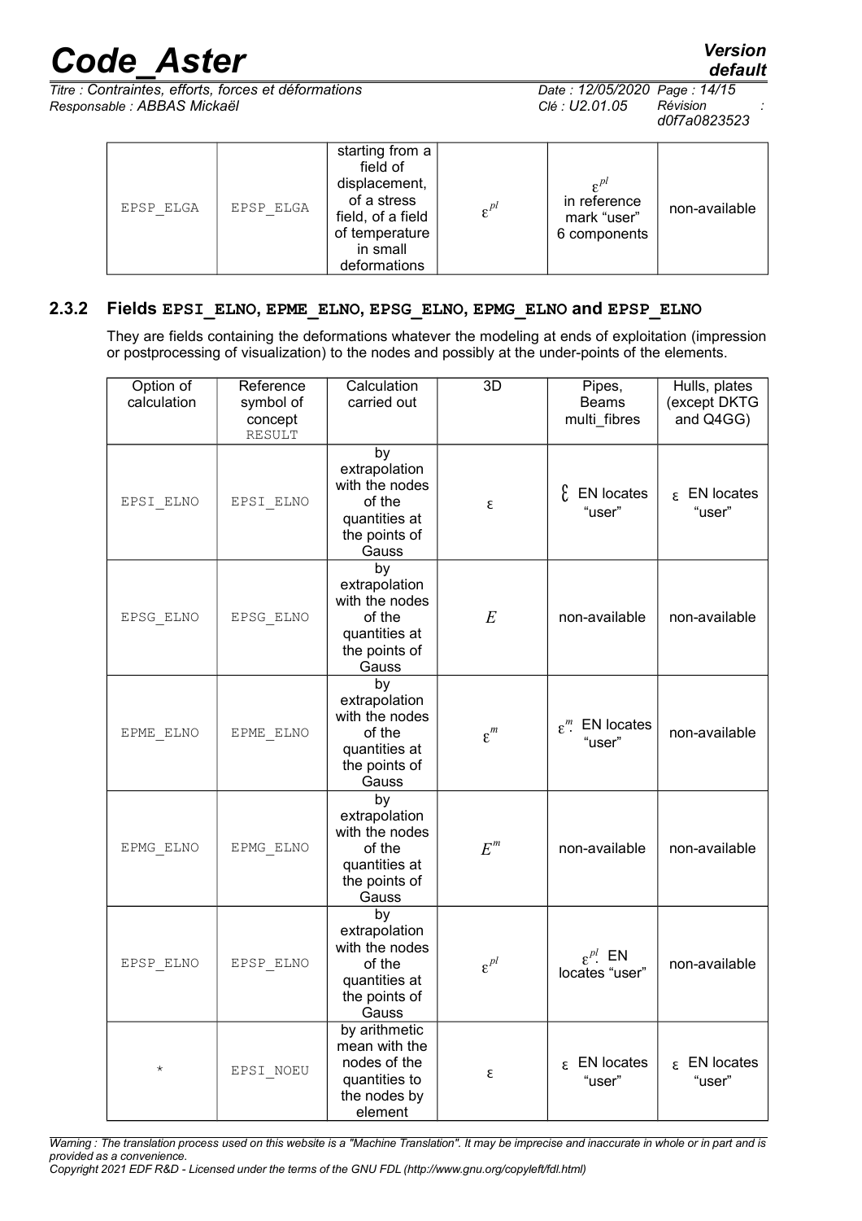| | | | | | |
|---|---|---|---|---|---|
| EPSP_ELGA | EPSP_ELGA | starting from a field of displacement, of a stress field, of a field of temperature in small deformations | $\varepsilon^{pl}$ | $\varepsilon^{pl}$ in reference mark "user" 6 components | non-available |

### 2.3.2 Fields EPSI_ELNO, EPME_ELNO, EPSG_ELNO, EPMG_ELNO and EPSP_ELNO

They are fields containing the deformations whatever the modeling at ends of exploitation (impression or postprocessing of visualization) to the nodes and possibly at the under-points of the elements.

| Option of calculation | Reference symbol of concept RESULT | Calculation carried out | 3D | Pipes, Beams multi_fibres | Hulls, plates (except DKTG and Q4GG) |
|---|---|---|---|---|---|
| EPSI_ELNO | EPSI_ELNO | by extrapolation with the nodes of the quantities at the points of Gauss | $\varepsilon$ | $\varepsilon$ EN locates "user" | $\varepsilon$ EN locates "user" |
| EPSG_ELNO | EPSG_ELNO | by extrapolation with the nodes of the quantities at the points of Gauss | $E$ | non-available | non-available |
| EPME_ELNO | EPME_ELNO | by extrapolation with the nodes of the quantities at the points of Gauss | $\varepsilon^m$ | $\varepsilon^m$: EN locates "user" | non-available |
| EPMG_ELNO | EPMG_ELNO | by extrapolation with the nodes of the quantities at the points of Gauss | $E^m$ | non-available | non-available |
| EPSP_ELNO | EPSP_ELNO | by extrapolation with the nodes of the quantities at the points of Gauss | $\varepsilon^{pl}$ | $\varepsilon^{pl}$: EN locates "user" | non-available |
| * | EPSI_NOEU | by arithmetic mean with the nodes of the quantities to the nodes by element | $\varepsilon$ | $\varepsilon$ EN locates "user" | $\varepsilon$ EN locates "user" |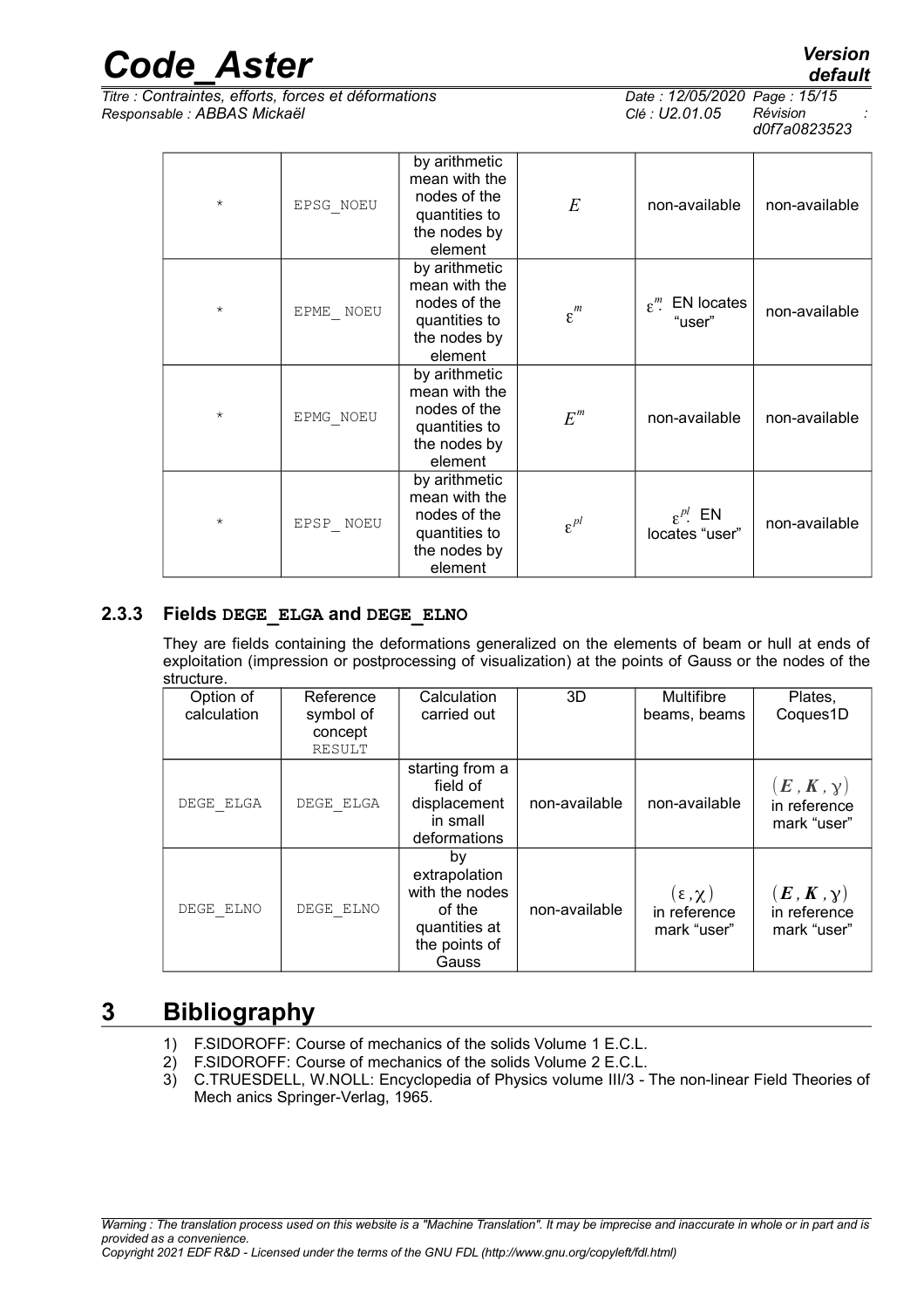| | | | | | |
|---|---|---|---|---|---|
| * | EPSG_NOEU | by arithmetic mean with the nodes of the quantities to the nodes by element | $E$ | non-available | non-available |
| * | EPME_ NOEU | by arithmetic mean with the nodes of the quantities to the nodes by element | $\varepsilon^m$ | $\varepsilon^m$: EN locates "user" | non-available |
| * | EPMG_NOEU | by arithmetic mean with the nodes of the quantities to the nodes by element | $E^m$ | non-available | non-available |
| * | EPSP_ NOEU | by arithmetic mean with the nodes of the quantities to the nodes by element | $\varepsilon^{pl}$ | $\varepsilon^{pl}$: EN locates "user" | non-available |

### 2.3.3 Fields DEGE_ELGA and DEGE_ELNO

They are fields containing the deformations generalized on the elements of beam or hull at ends of exploitation (impression or postprocessing of visualization) at the points of Gauss or the nodes of the structure.

| Option of calculation | Reference symbol of concept RESULT | Calculation carried out | 3D | Multifibre beams, beams | Plates, Coques1D |
|---|---|---|---|---|---|
| DEGE_ELGA | DEGE_ELGA | starting from a field of displacement in small deformations | non-available | non-available | $(\boldsymbol{E}, \boldsymbol{K}, \gamma)$ in reference mark "user" |
| DEGE_ELNO | DEGE_ELNO | by extrapolation with the nodes of the quantities at the points of Gauss | non-available | $(\varepsilon, \chi)$ in reference mark "user" | $(\boldsymbol{E}, \boldsymbol{K}, \gamma)$ in reference mark "user" |

# 3 Bibliography

1) F.SIDOROFF: Course of mechanics of the solids Volume 1 E.C.L.
2) F.SIDOROFF: Course of mechanics of the solids Volume 2 E.C.L.
3) C.TRUESDELL, W.NOLL: Encyclopedia of Physics volume III/3 - The non-linear Field Theories of Mech anics Springer-Verlag, 1965.